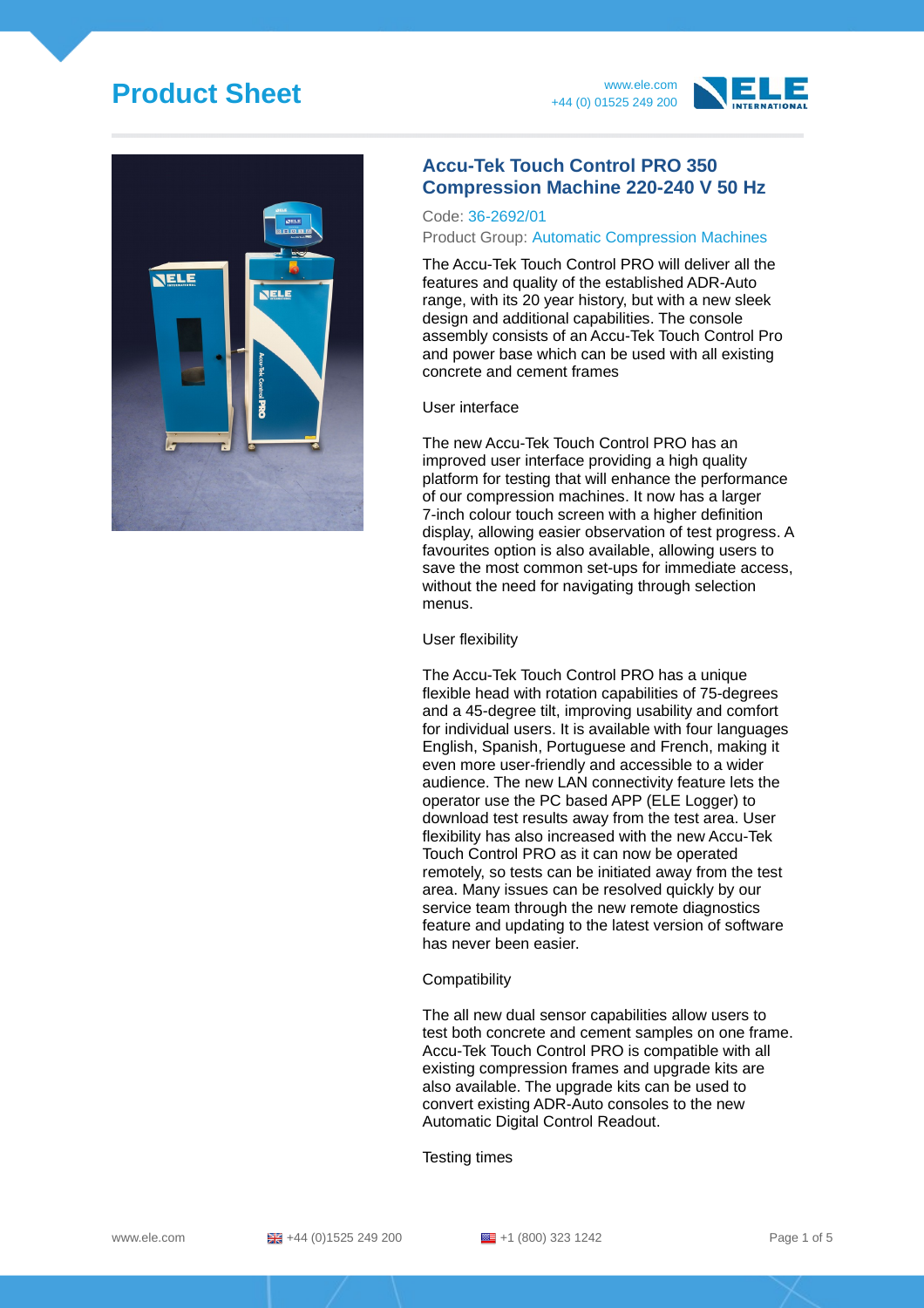# Product Sheet

www.ele.com
+44 (0) 01525 249 200

## Accu-Tek Touch Control PRO 350 Compression Machine 220-240 V 50 Hz

Code: 36-2692/01

Product Group: Automatic Compression Machines

The Accu-Tek Touch Control PRO will deliver all the features and quality of the established ADR-Auto range, with its 20 year history, but with a new sleek design and additional capabilities. The console assembly consists of an Accu-Tek Touch Control Pro and power base which can be used with all existing concrete and cement frames

User interface

The new Accu-Tek Touch Control PRO has an improved user interface providing a high quality platform for testing that will enhance the performance of our compression machines. It now has a larger 7-inch colour touch screen with a higher definition display, allowing easier observation of test progress. A favourites option is also available, allowing users to save the most common set-ups for immediate access, without the need for navigating through selection menus.

User flexibility

The Accu-Tek Touch Control PRO has a unique flexible head with rotation capabilities of 75-degrees and a 45-degree tilt, improving usability and comfort for individual users. It is available with four languages English, Spanish, Portuguese and French, making it even more user-friendly and accessible to a wider audience. The new LAN connectivity feature lets the operator use the PC based APP (ELE Logger) to download test results away from the test area. User flexibility has also increased with the new Accu-Tek Touch Control PRO as it can now be operated remotely, so tests can be initiated away from the test area. Many issues can be resolved quickly by our service team through the new remote diagnostics feature and updating to the latest version of software has never been easier.

Compatibility

The all new dual sensor capabilities allow users to test both concrete and cement samples on one frame. Accu-Tek Touch Control PRO is compatible with all existing compression frames and upgrade kits are also available. The upgrade kits can be used to convert existing ADR-Auto consoles to the new Automatic Digital Control Readout.

Testing times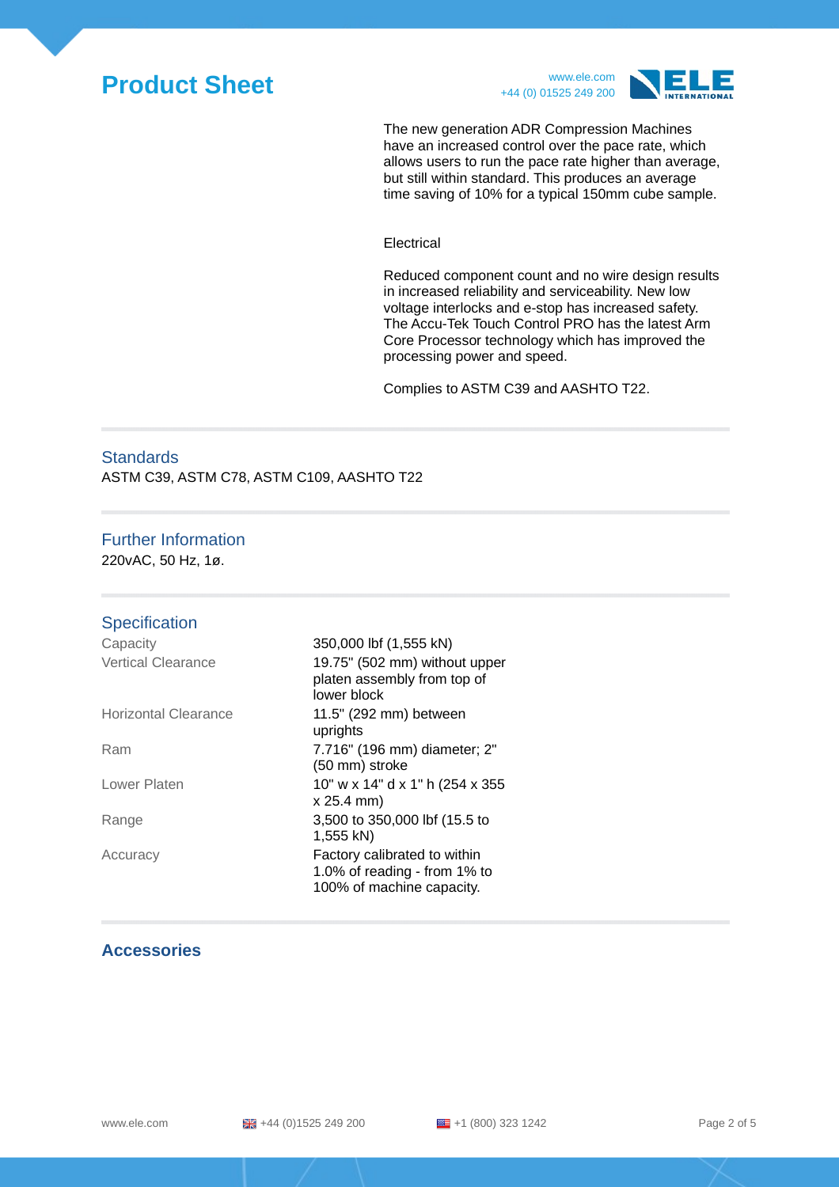The new generation ADR Compression Machines have an increased control over the pace rate, which allows users to run the pace rate higher than average, but still within standard. This produces an average time saving of 10% for a typical 150mm cube sample.

Electrical

Reduced component count and no wire design results in increased reliability and serviceability. New low voltage interlocks and e-stop has increased safety. The Accu-Tek Touch Control PRO has the latest Arm Core Processor technology which has improved the processing power and speed.

Complies to ASTM C39 and AASHTO T22.

## Standards

ASTM C39, ASTM C78, ASTM C109, AASHTO T22

## Further Information

220vAC, 50 Hz, 1ø.

## Specification

| | |
|---|---|
| Capacity | 350,000 lbf (1,555 kN) |
| Vertical Clearance | 19.75" (502 mm) without upper platen assembly from top of lower block |
| Horizontal Clearance | 11.5" (292 mm) between uprights |
| Ram | 7.716" (196 mm) diameter; 2" (50 mm) stroke |
| Lower Platen | 10" w x 14" d x 1" h (254 x 355 x 25.4 mm) |
| Range | 3,500 to 350,000 lbf (15.5 to 1,555 kN) |
| Accuracy | Factory calibrated to within 1.0% of reading - from 1% to 100% of machine capacity. |

## Accessories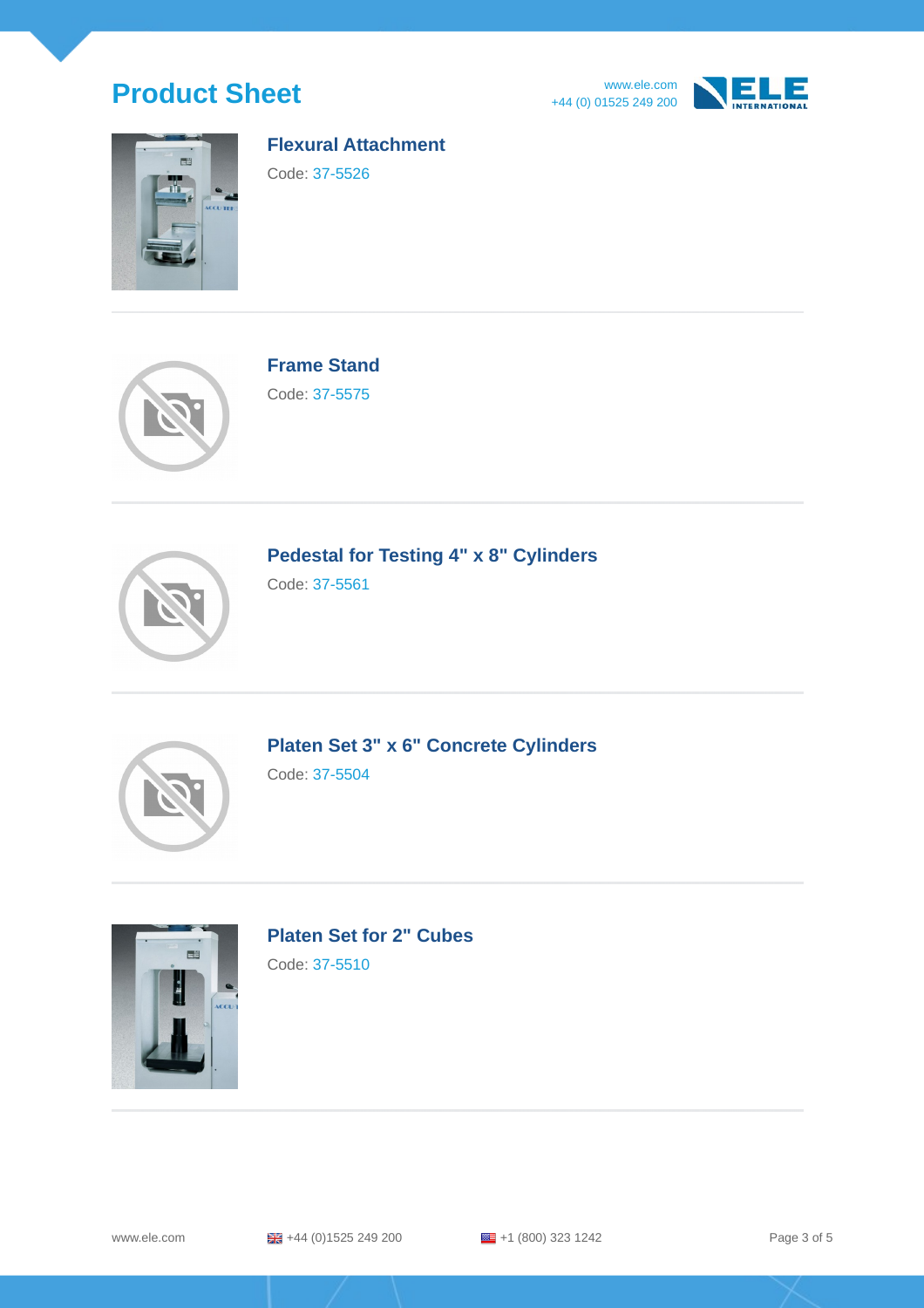### Flexural Attachment

Code: 37-5526

### Frame Stand

Code: 37-5575

### Pedestal for Testing 4" x 8" Cylinders

Code: 37-5561

### Platen Set 3" x 6" Concrete Cylinders

Code: 37-5504

### Platen Set for 2" Cubes

Code: 37-5510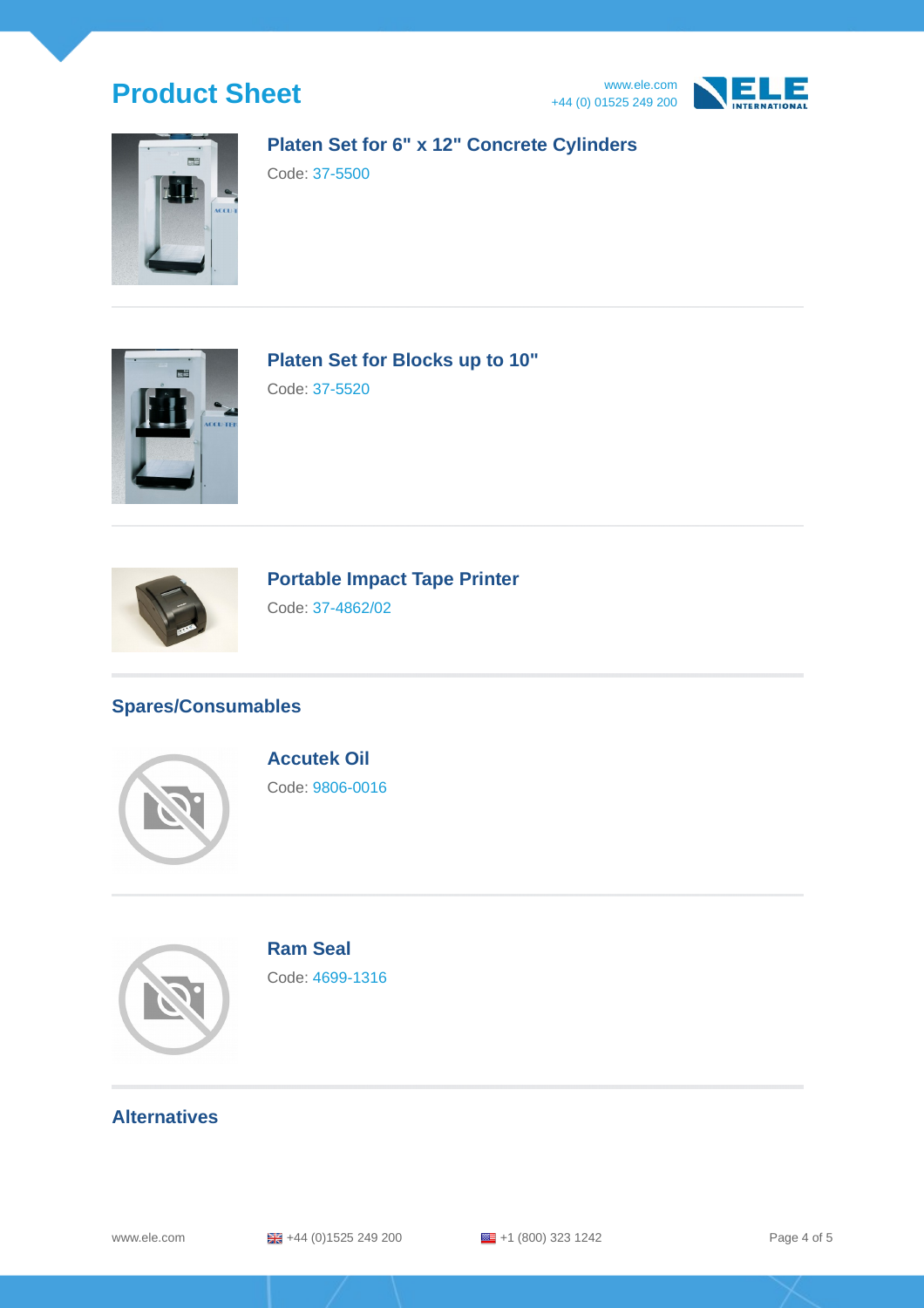### Platen Set for 6" x 12" Concrete Cylinders

Code: 37-5500

### Platen Set for Blocks up to 10"

Code: 37-5520

### Portable Impact Tape Printer

Code: 37-4862/02

## Spares/Consumables

### Accutek Oil

Code: 9806-0016

### Ram Seal

Code: 4699-1316

## Alternatives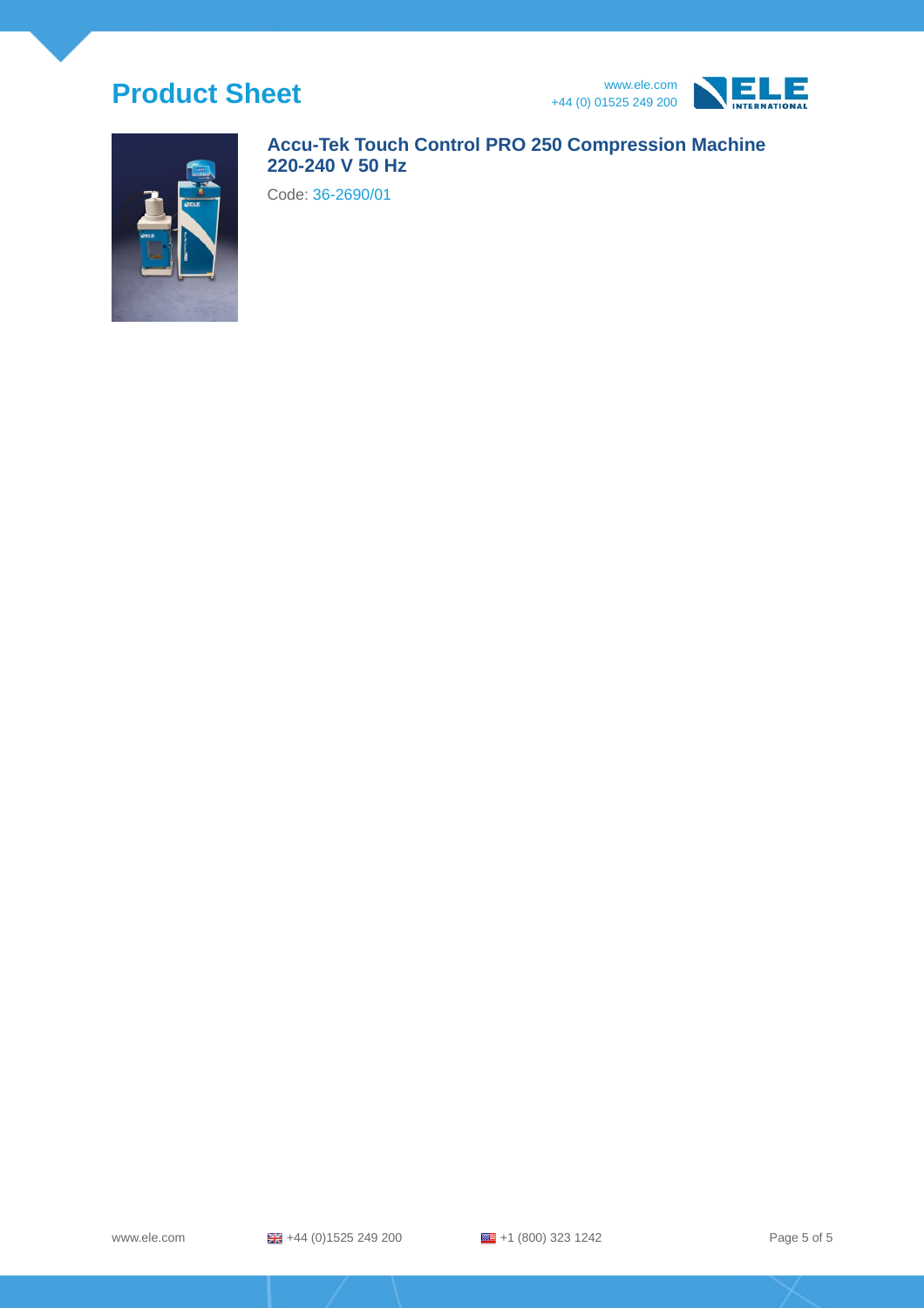# Product Sheet

## Accu-Tek Touch Control PRO 250 Compression Machine 220-240 V 50 Hz

Code: 36-2690/01